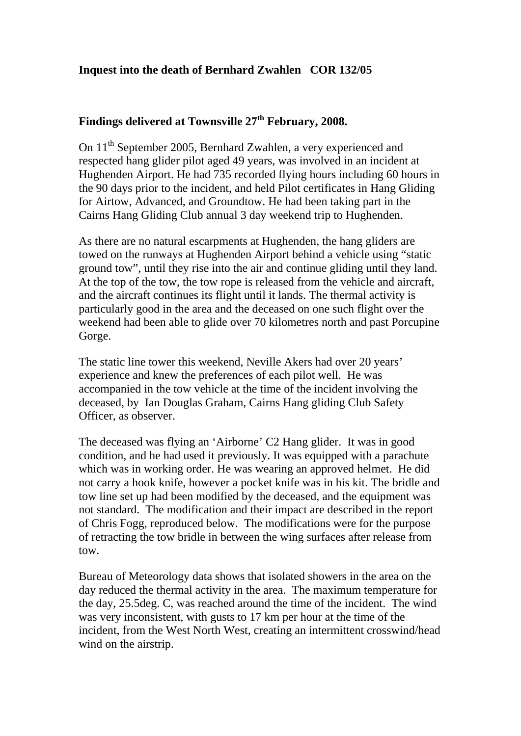**Inquest into the death of Bernhard Zwahlen COR 132/05**

**Findings delivered at Townsville 27th February, 2008.**

On 11th September 2005, Bernhard Zwahlen, a very experienced and respected hang glider pilot aged 49 years, was involved in an incident at Hughenden Airport. He had 735 recorded flying hours including 60 hours in the 90 days prior to the incident, and held Pilot certificates in Hang Gliding for Airtow, Advanced, and Groundtow. He had been taking part in the Cairns Hang Gliding Club annual 3 day weekend trip to Hughenden.

As there are no natural escarpments at Hughenden, the hang gliders are towed on the runways at Hughenden Airport behind a vehicle using "static ground tow", until they rise into the air and continue gliding until they land. At the top of the tow, the tow rope is released from the vehicle and aircraft, and the aircraft continues its flight until it lands. The thermal activity is particularly good in the area and the deceased on one such flight over the weekend had been able to glide over 70 kilometres north and past Porcupine Gorge.

The static line tower this weekend, Neville Akers had over 20 years' experience and knew the preferences of each pilot well. He was accompanied in the tow vehicle at the time of the incident involving the deceased, by Ian Douglas Graham, Cairns Hang gliding Club Safety Officer, as observer.

The deceased was flying an 'Airborne' C2 Hang glider. It was in good condition, and he had used it previously. It was equipped with a parachute which was in working order. He was wearing an approved helmet. He did not carry a hook knife, however a pocket knife was in his kit. The bridle and tow line set up had been modified by the deceased, and the equipment was not standard. The modification and their impact are described in the report of Chris Fogg, reproduced below. The modifications were for the purpose of retracting the tow bridle in between the wing surfaces after release from tow.

Bureau of Meteorology data shows that isolated showers in the area on the day reduced the thermal activity in the area. The maximum temperature for the day, 25.5deg. C, was reached around the time of the incident. The wind was very inconsistent, with gusts to 17 km per hour at the time of the incident, from the West North West, creating an intermittent crosswind/head wind on the airstrip.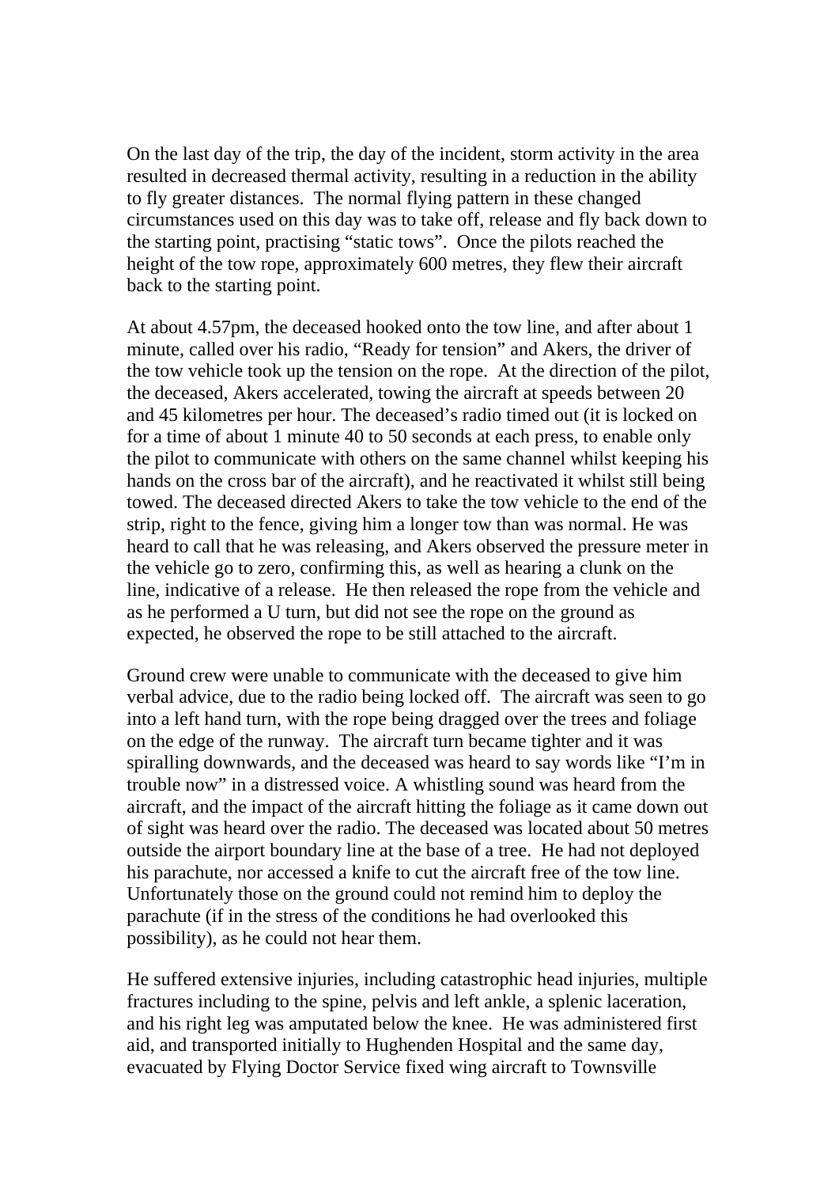On the last day of the trip, the day of the incident, storm activity in the area resulted in decreased thermal activity, resulting in a reduction in the ability to fly greater distances. The normal flying pattern in these changed circumstances used on this day was to take off, release and fly back down to the starting point, practising "static tows". Once the pilots reached the height of the tow rope, approximately 600 metres, they flew their aircraft back to the starting point.

At about 4.57pm, the deceased hooked onto the tow line, and after about 1 minute, called over his radio, "Ready for tension" and Akers, the driver of the tow vehicle took up the tension on the rope. At the direction of the pilot, the deceased, Akers accelerated, towing the aircraft at speeds between 20 and 45 kilometres per hour. The deceased's radio timed out (it is locked on for a time of about 1 minute 40 to 50 seconds at each press, to enable only the pilot to communicate with others on the same channel whilst keeping his hands on the cross bar of the aircraft), and he reactivated it whilst still being towed. The deceased directed Akers to take the tow vehicle to the end of the strip, right to the fence, giving him a longer tow than was normal. He was heard to call that he was releasing, and Akers observed the pressure meter in the vehicle go to zero, confirming this, as well as hearing a clunk on the line, indicative of a release. He then released the rope from the vehicle and as he performed a U turn, but did not see the rope on the ground as expected, he observed the rope to be still attached to the aircraft.

Ground crew were unable to communicate with the deceased to give him verbal advice, due to the radio being locked off. The aircraft was seen to go into a left hand turn, with the rope being dragged over the trees and foliage on the edge of the runway. The aircraft turn became tighter and it was spiralling downwards, and the deceased was heard to say words like "I'm in trouble now" in a distressed voice. A whistling sound was heard from the aircraft, and the impact of the aircraft hitting the foliage as it came down out of sight was heard over the radio. The deceased was located about 50 metres outside the airport boundary line at the base of a tree. He had not deployed his parachute, nor accessed a knife to cut the aircraft free of the tow line. Unfortunately those on the ground could not remind him to deploy the parachute (if in the stress of the conditions he had overlooked this possibility), as he could not hear them.

He suffered extensive injuries, including catastrophic head injuries, multiple fractures including to the spine, pelvis and left ankle, a splenic laceration, and his right leg was amputated below the knee. He was administered first aid, and transported initially to Hughenden Hospital and the same day, evacuated by Flying Doctor Service fixed wing aircraft to Townsville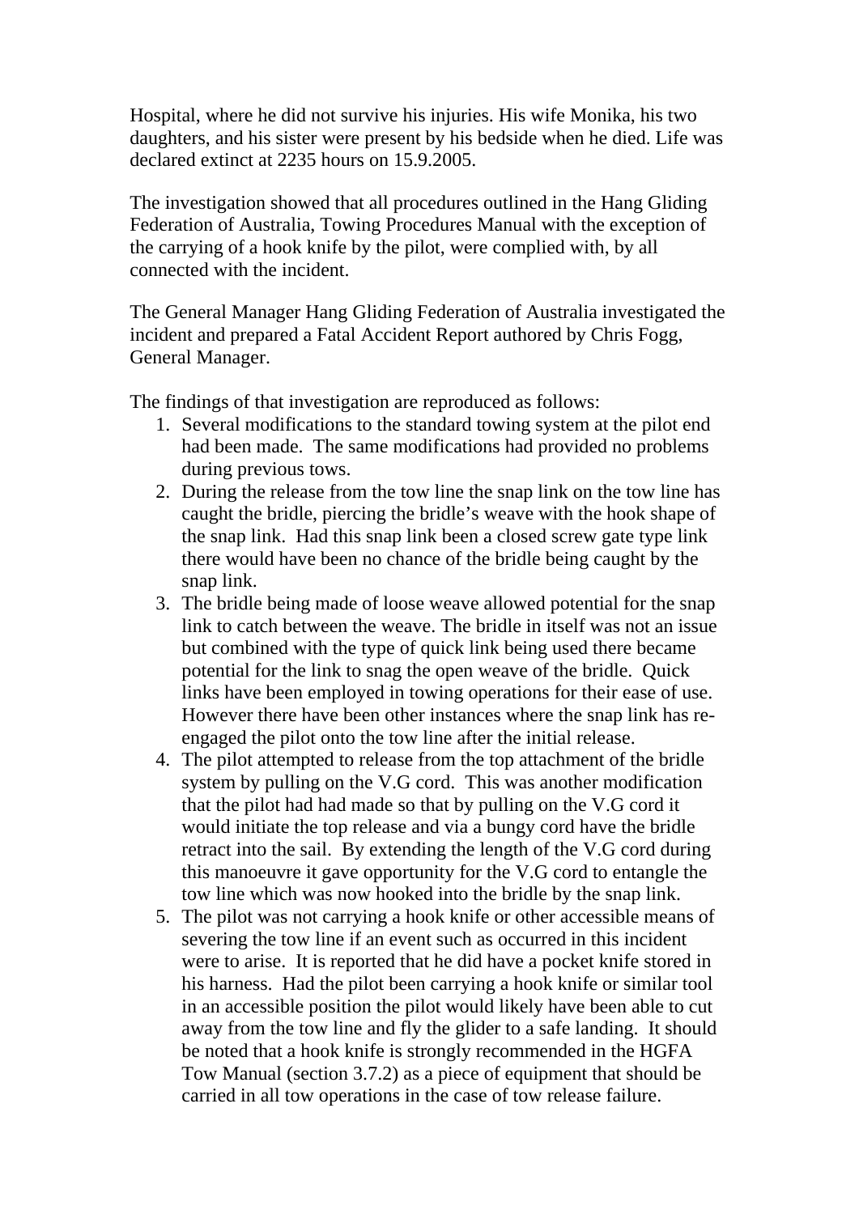Hospital, where he did not survive his injuries. His wife Monika, his two daughters, and his sister were present by his bedside when he died. Life was declared extinct at 2235 hours on 15.9.2005.

The investigation showed that all procedures outlined in the Hang Gliding Federation of Australia, Towing Procedures Manual with the exception of the carrying of a hook knife by the pilot, were complied with, by all connected with the incident.

The General Manager Hang Gliding Federation of Australia investigated the incident and prepared a Fatal Accident Report authored by Chris Fogg, General Manager.

The findings of that investigation are reproduced as follows:

1. Several modifications to the standard towing system at the pilot end had been made. The same modifications had provided no problems during previous tows.
2. During the release from the tow line the snap link on the tow line has caught the bridle, piercing the bridle's weave with the hook shape of the snap link. Had this snap link been a closed screw gate type link there would have been no chance of the bridle being caught by the snap link.
3. The bridle being made of loose weave allowed potential for the snap link to catch between the weave. The bridle in itself was not an issue but combined with the type of quick link being used there became potential for the link to snag the open weave of the bridle. Quick links have been employed in towing operations for their ease of use. However there have been other instances where the snap link has re-engaged the pilot onto the tow line after the initial release.
4. The pilot attempted to release from the top attachment of the bridle system by pulling on the V.G cord. This was another modification that the pilot had had made so that by pulling on the V.G cord it would initiate the top release and via a bungy cord have the bridle retract into the sail. By extending the length of the V.G cord during this manoeuvre it gave opportunity for the V.G cord to entangle the tow line which was now hooked into the bridle by the snap link.
5. The pilot was not carrying a hook knife or other accessible means of severing the tow line if an event such as occurred in this incident were to arise. It is reported that he did have a pocket knife stored in his harness. Had the pilot been carrying a hook knife or similar tool in an accessible position the pilot would likely have been able to cut away from the tow line and fly the glider to a safe landing. It should be noted that a hook knife is strongly recommended in the HGFA Tow Manual (section 3.7.2) as a piece of equipment that should be carried in all tow operations in the case of tow release failure.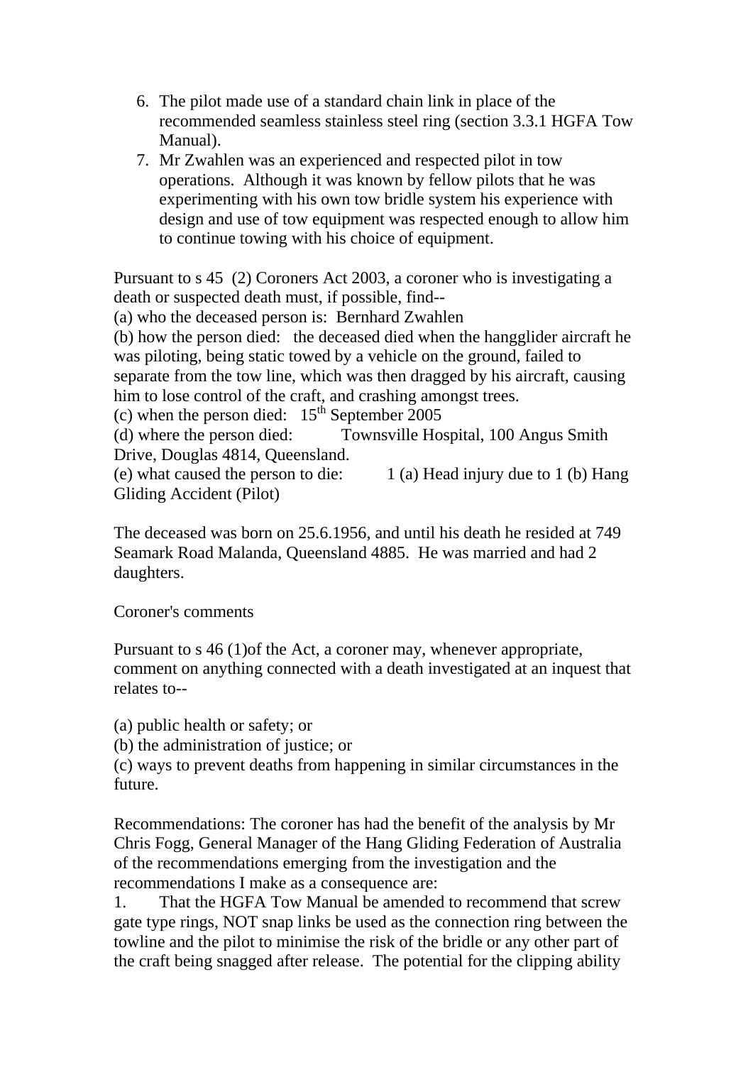6. The pilot made use of a standard chain link in place of the recommended seamless stainless steel ring (section 3.3.1 HGFA Tow Manual).
7. Mr Zwahlen was an experienced and respected pilot in tow operations. Although it was known by fellow pilots that he was experimenting with his own tow bridle system his experience with design and use of tow equipment was respected enough to allow him to continue towing with his choice of equipment.

Pursuant to s 45 (2) Coroners Act 2003, a coroner who is investigating a death or suspected death must, if possible, find--

(a) who the deceased person is: Bernhard Zwahlen

(b) how the person died: the deceased died when the hangglider aircraft he was piloting, being static towed by a vehicle on the ground, failed to separate from the tow line, which was then dragged by his aircraft, causing him to lose control of the craft, and crashing amongst trees.

(c) when the person died: 15th September 2005

(d) where the person died: Townsville Hospital, 100 Angus Smith Drive, Douglas 4814, Queensland.

(e) what caused the person to die: 1 (a) Head injury due to 1 (b) Hang Gliding Accident (Pilot)

The deceased was born on 25.6.1956, and until his death he resided at 749 Seamark Road Malanda, Queensland 4885. He was married and had 2 daughters.

Coroner's comments

Pursuant to s 46 (1)of the Act, a coroner may, whenever appropriate, comment on anything connected with a death investigated at an inquest that relates to--

(a) public health or safety; or

(b) the administration of justice; or

(c) ways to prevent deaths from happening in similar circumstances in the future.

Recommendations: The coroner has had the benefit of the analysis by Mr Chris Fogg, General Manager of the Hang Gliding Federation of Australia of the recommendations emerging from the investigation and the recommendations I make as a consequence are:

1. That the HGFA Tow Manual be amended to recommend that screw gate type rings, NOT snap links be used as the connection ring between the towline and the pilot to minimise the risk of the bridle or any other part of the craft being snagged after release. The potential for the clipping ability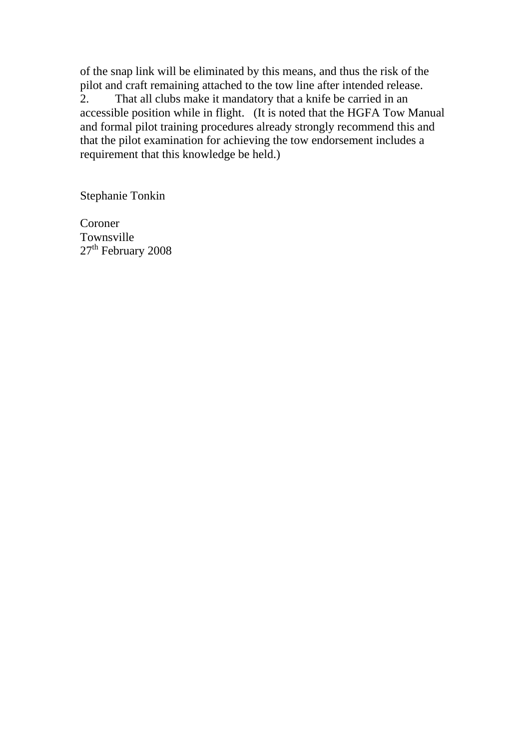of the snap link will be eliminated by this means, and thus the risk of the pilot and craft remaining attached to the tow line after intended release.

2. That all clubs make it mandatory that a knife be carried in an accessible position while in flight. (It is noted that the HGFA Tow Manual and formal pilot training procedures already strongly recommend this and that the pilot examination for achieving the tow endorsement includes a requirement that this knowledge be held.)

Stephanie Tonkin

Coroner
Townsville
27th February 2008